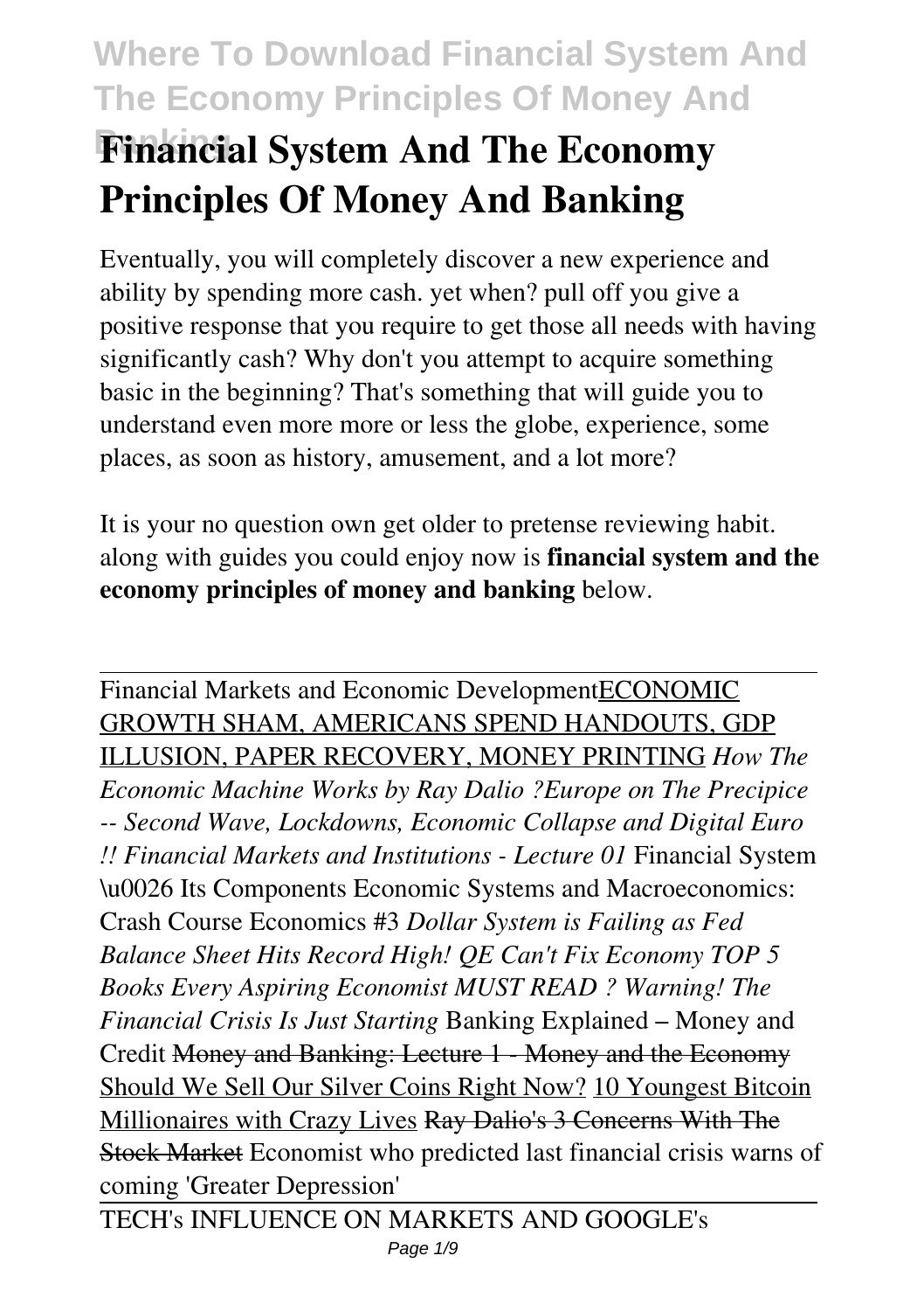# Financial System And The Economy Principles Of Money And Banking

Eventually, you will completely discover a new experience and ability by spending more cash. yet when? pull off you give a positive response that you require to get those all needs with having significantly cash? Why don't you attempt to acquire something basic in the beginning? That's something that will guide you to understand even more more or less the globe, experience, some places, as soon as history, amusement, and a lot more?

It is your no question own get older to pretense reviewing habit. along with guides you could enjoy now is **financial system and the economy principles of money and banking** below.

---

Financial Markets and Economic Development ECONOMIC GROWTH SHAM, AMERICANS SPEND HANDOUTS, GDP ILLUSION, PAPER RECOVERY, MONEY PRINTING *How The Economic Machine Works by Ray Dalio ?Europe on The Precipice -- Second Wave, Lockdowns, Economic Collapse and Digital Euro !! Financial Markets and Institutions - Lecture 01* Financial System \u0026 Its Components Economic Systems and Macroeconomics: Crash Course Economics #3 *Dollar System is Failing as Fed Balance Sheet Hits Record High! QE Can't Fix Economy TOP 5 Books Every Aspiring Economist MUST READ ? Warning! The Financial Crisis Is Just Starting* Banking Explained – Money and Credit Money and Banking: Lecture 1 - Money and the Economy Should We Sell Our Silver Coins Right Now? 10 Youngest Bitcoin Millionaires with Crazy Lives Ray Dalio's 3 Concerns With The Stock Market Economist who predicted last financial crisis warns of coming 'Greater Depression'

---

TECH's INFLUENCE ON MARKETS AND GOOGLE's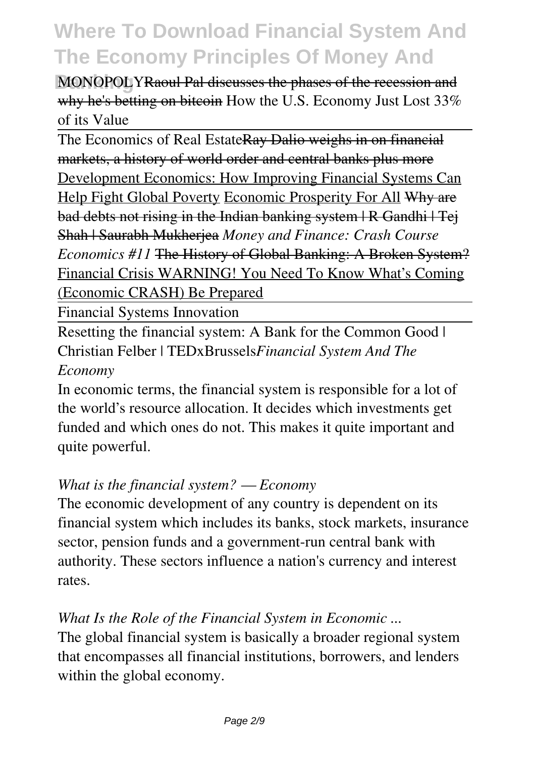MONOPOLYRaoul Pal discusses the phases of the recession and why he's betting on bitcoin How the U.S. Economy Just Lost 33% of its Value

The Economics of Real EstateRay Dalio weighs in on financial markets, a history of world order and central banks plus more Development Economics: How Improving Financial Systems Can Help Fight Global Poverty Economic Prosperity For All Why are bad debts not rising in the Indian banking system | R Gandhi | Tej Shah | Saurabh Mukherjea *Money and Finance: Crash Course Economics #11* The History of Global Banking: A Broken System? Financial Crisis WARNING! You Need To Know What's Coming (Economic CRASH) Be Prepared

Financial Systems Innovation

Resetting the financial system: A Bank for the Common Good | Christian Felber | TEDxBrussels*Financial System And The Economy*

In economic terms, the financial system is responsible for a lot of the world's resource allocation. It decides which investments get funded and which ones do not. This makes it quite important and quite powerful.

*What is the financial system? — Economy*

The economic development of any country is dependent on its financial system which includes its banks, stock markets, insurance sector, pension funds and a government-run central bank with authority. These sectors influence a nation's currency and interest rates.

*What Is the Role of the Financial System in Economic ...*

The global financial system is basically a broader regional system that encompasses all financial institutions, borrowers, and lenders within the global economy.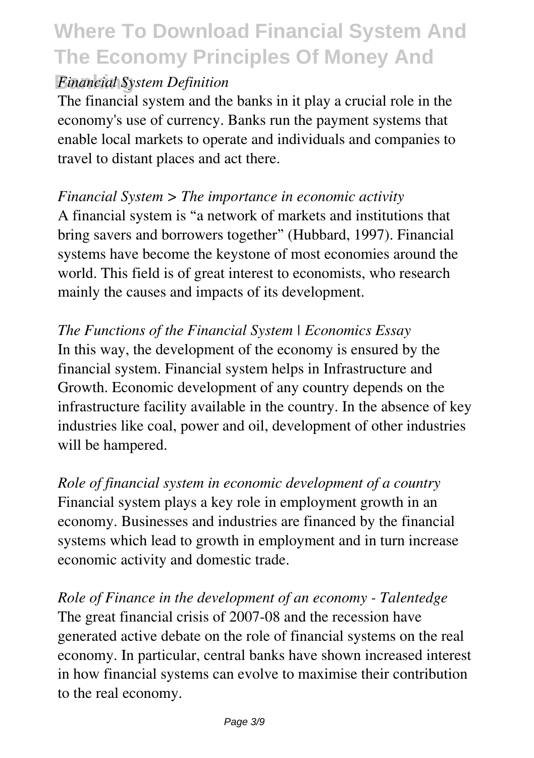*Financial System Definition*

The financial system and the banks in it play a crucial role in the economy's use of currency. Banks run the payment systems that enable local markets to operate and individuals and companies to travel to distant places and act there.

*Financial System > The importance in economic activity*

A financial system is "a network of markets and institutions that bring savers and borrowers together" (Hubbard, 1997). Financial systems have become the keystone of most economies around the world. This field is of great interest to economists, who research mainly the causes and impacts of its development.

*The Functions of the Financial System | Economics Essay*

In this way, the development of the economy is ensured by the financial system. Financial system helps in Infrastructure and Growth. Economic development of any country depends on the infrastructure facility available in the country. In the absence of key industries like coal, power and oil, development of other industries will be hampered.

*Role of financial system in economic development of a country*

Financial system plays a key role in employment growth in an economy. Businesses and industries are financed by the financial systems which lead to growth in employment and in turn increase economic activity and domestic trade.

*Role of Finance in the development of an economy - Talentedge*

The great financial crisis of 2007-08 and the recession have generated active debate on the role of financial systems on the real economy. In particular, central banks have shown increased interest in how financial systems can evolve to maximise their contribution to the real economy.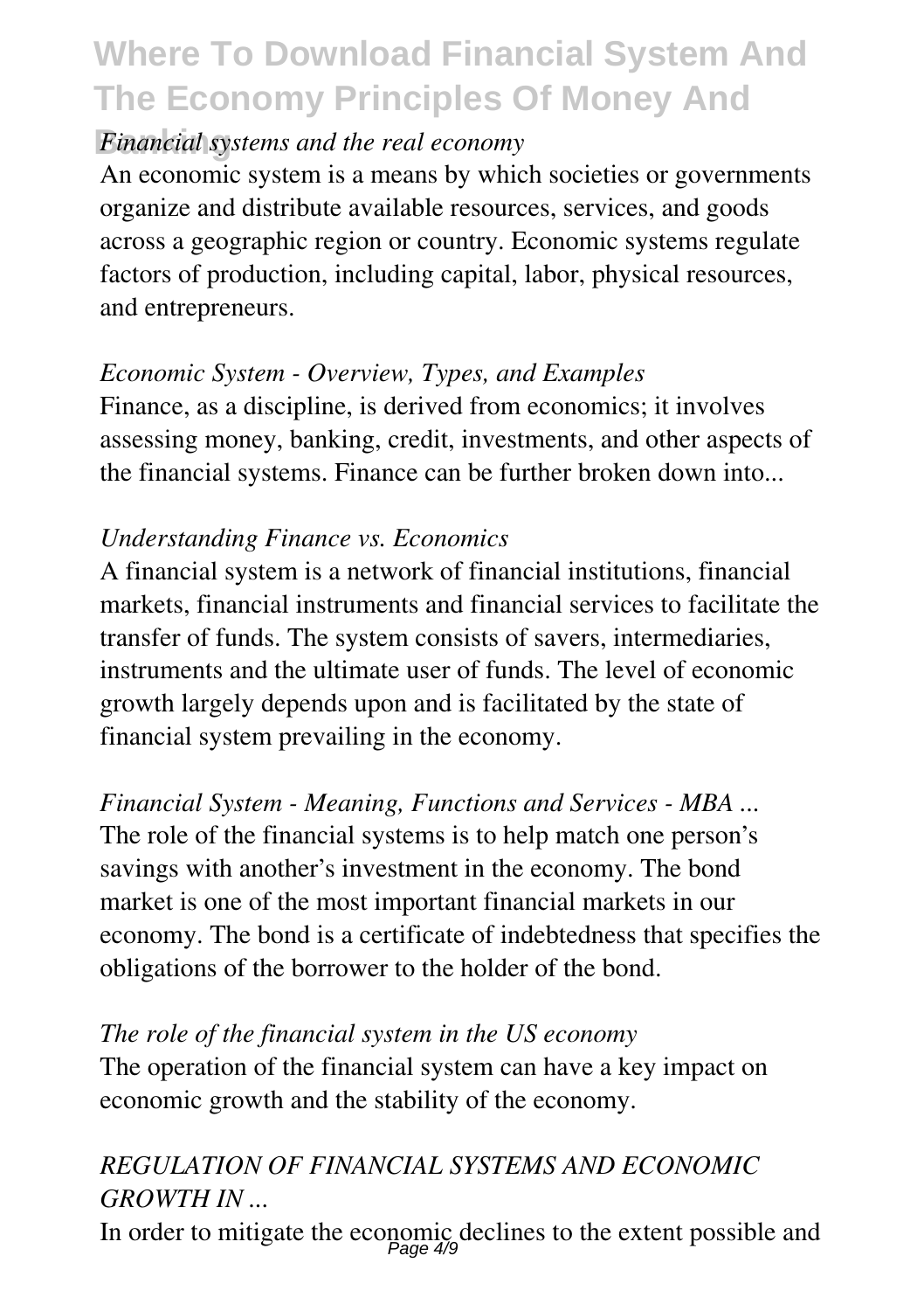*Financial systems and the real economy*

An economic system is a means by which societies or governments organize and distribute available resources, services, and goods across a geographic region or country. Economic systems regulate factors of production, including capital, labor, physical resources, and entrepreneurs.

*Economic System - Overview, Types, and Examples*

Finance, as a discipline, is derived from economics; it involves assessing money, banking, credit, investments, and other aspects of the financial systems. Finance can be further broken down into...

*Understanding Finance vs. Economics*

A financial system is a network of financial institutions, financial markets, financial instruments and financial services to facilitate the transfer of funds. The system consists of savers, intermediaries, instruments and the ultimate user of funds. The level of economic growth largely depends upon and is facilitated by the state of financial system prevailing in the economy.

*Financial System - Meaning, Functions and Services - MBA ...*

The role of the financial systems is to help match one person's savings with another's investment in the economy. The bond market is one of the most important financial markets in our economy. The bond is a certificate of indebtedness that specifies the obligations of the borrower to the holder of the bond.

*The role of the financial system in the US economy*

The operation of the financial system can have a key impact on economic growth and the stability of the economy.

*REGULATION OF FINANCIAL SYSTEMS AND ECONOMIC GROWTH IN ...*

In order to mitigate the economic declines to the extent possible and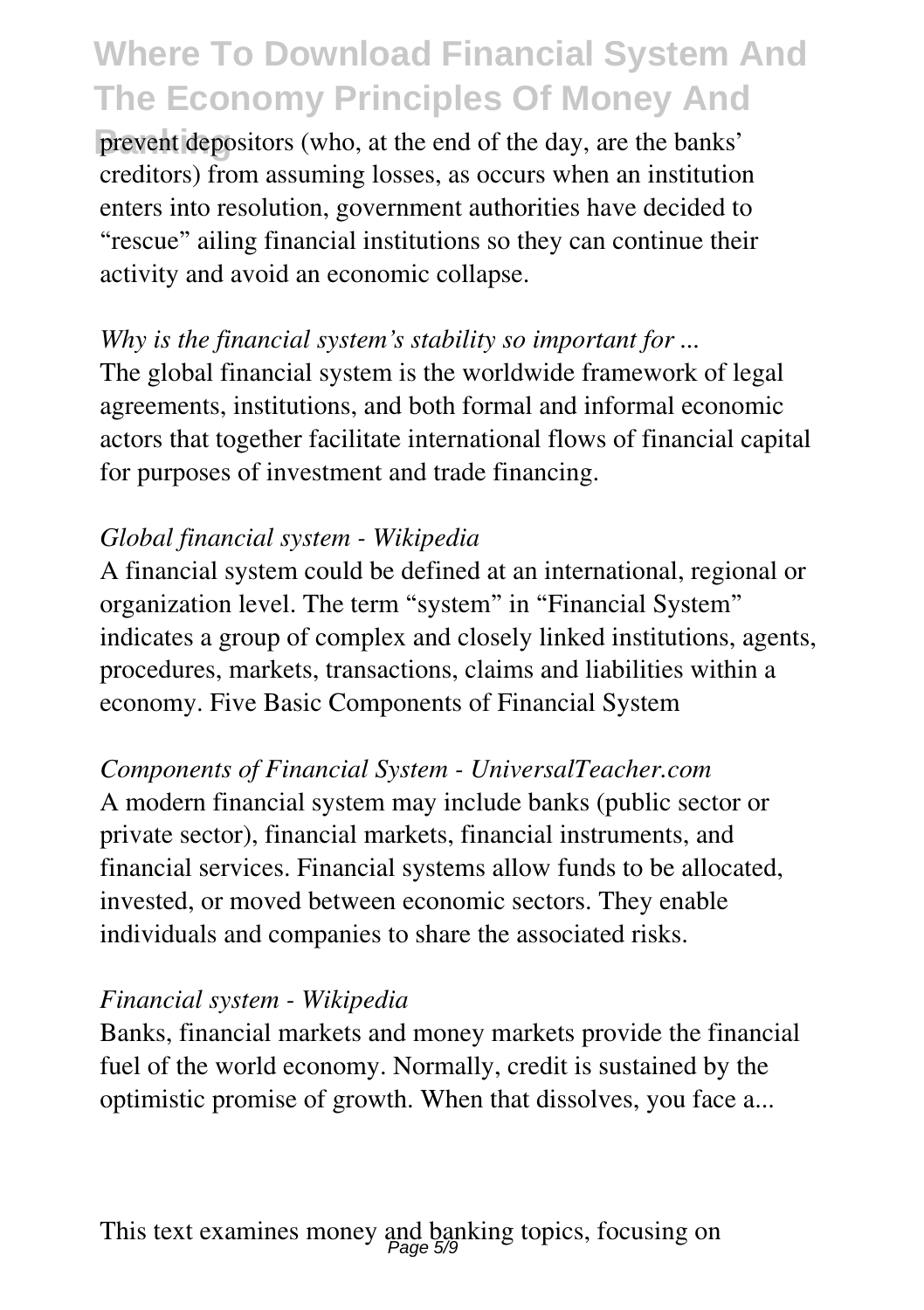prevent depositors (who, at the end of the day, are the banks' creditors) from assuming losses, as occurs when an institution enters into resolution, government authorities have decided to "rescue" ailing financial institutions so they can continue their activity and avoid an economic collapse.

*Why is the financial system's stability so important for ...*

The global financial system is the worldwide framework of legal agreements, institutions, and both formal and informal economic actors that together facilitate international flows of financial capital for purposes of investment and trade financing.

*Global financial system - Wikipedia*

A financial system could be defined at an international, regional or organization level. The term "system" in "Financial System" indicates a group of complex and closely linked institutions, agents, procedures, markets, transactions, claims and liabilities within a economy. Five Basic Components of Financial System

*Components of Financial System - UniversalTeacher.com*

A modern financial system may include banks (public sector or private sector), financial markets, financial instruments, and financial services. Financial systems allow funds to be allocated, invested, or moved between economic sectors. They enable individuals and companies to share the associated risks.

*Financial system - Wikipedia*

Banks, financial markets and money markets provide the financial fuel of the world economy. Normally, credit is sustained by the optimistic promise of growth. When that dissolves, you face a...

This text examines money and banking topics, focusing on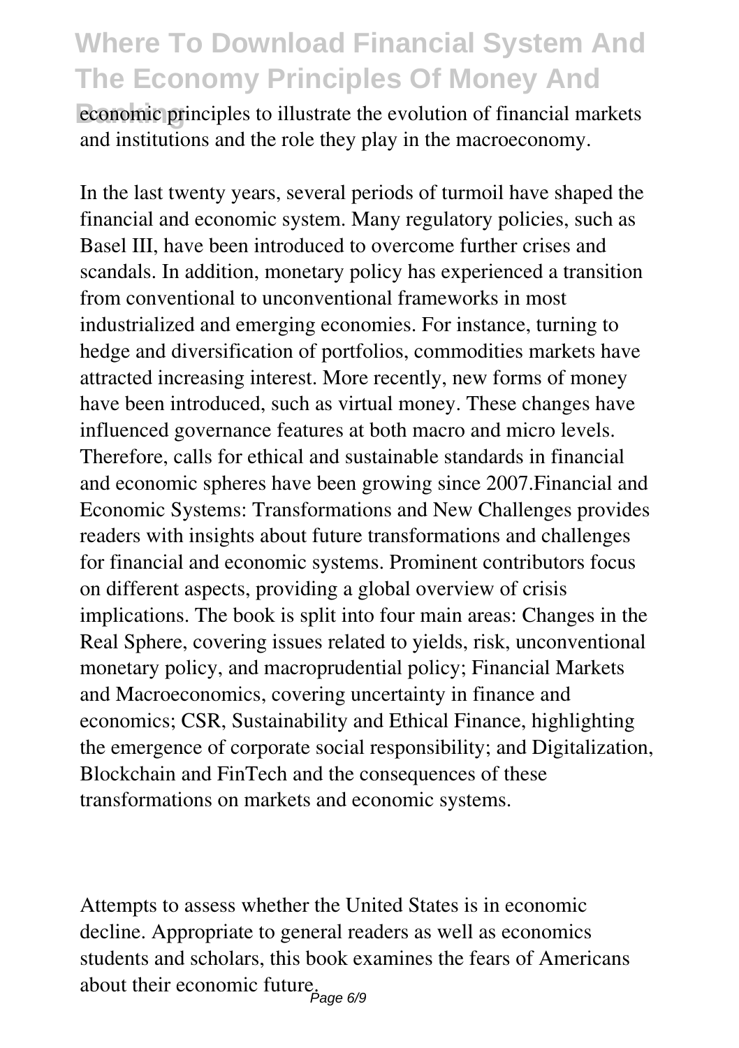economic principles to illustrate the evolution of financial markets and institutions and the role they play in the macroeconomy.

In the last twenty years, several periods of turmoil have shaped the financial and economic system. Many regulatory policies, such as Basel III, have been introduced to overcome further crises and scandals. In addition, monetary policy has experienced a transition from conventional to unconventional frameworks in most industrialized and emerging economies. For instance, turning to hedge and diversification of portfolios, commodities markets have attracted increasing interest. More recently, new forms of money have been introduced, such as virtual money. These changes have influenced governance features at both macro and micro levels. Therefore, calls for ethical and sustainable standards in financial and economic spheres have been growing since 2007.Financial and Economic Systems: Transformations and New Challenges provides readers with insights about future transformations and challenges for financial and economic systems. Prominent contributors focus on different aspects, providing a global overview of crisis implications. The book is split into four main areas: Changes in the Real Sphere, covering issues related to yields, risk, unconventional monetary policy, and macroprudential policy; Financial Markets and Macroeconomics, covering uncertainty in finance and economics; CSR, Sustainability and Ethical Finance, highlighting the emergence of corporate social responsibility; and Digitalization, Blockchain and FinTech and the consequences of these transformations on markets and economic systems.

Attempts to assess whether the United States is in economic decline. Appropriate to general readers as well as economics students and scholars, this book examines the fears of Americans about their economic future.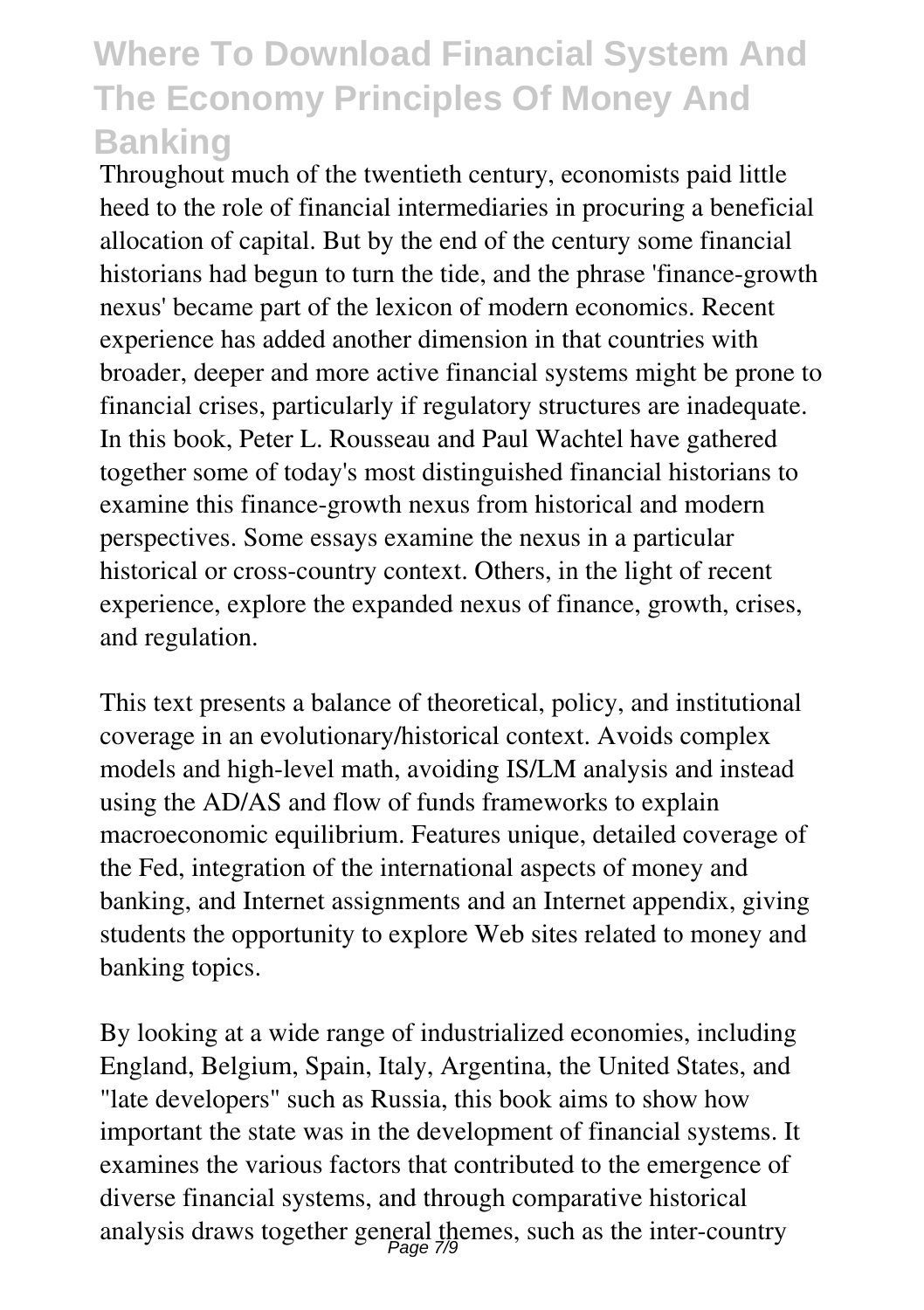Throughout much of the twentieth century, economists paid little heed to the role of financial intermediaries in procuring a beneficial allocation of capital. But by the end of the century some financial historians had begun to turn the tide, and the phrase 'finance-growth nexus' became part of the lexicon of modern economics. Recent experience has added another dimension in that countries with broader, deeper and more active financial systems might be prone to financial crises, particularly if regulatory structures are inadequate. In this book, Peter L. Rousseau and Paul Wachtel have gathered together some of today's most distinguished financial historians to examine this finance-growth nexus from historical and modern perspectives. Some essays examine the nexus in a particular historical or cross-country context. Others, in the light of recent experience, explore the expanded nexus of finance, growth, crises, and regulation.

This text presents a balance of theoretical, policy, and institutional coverage in an evolutionary/historical context. Avoids complex models and high-level math, avoiding IS/LM analysis and instead using the AD/AS and flow of funds frameworks to explain macroeconomic equilibrium. Features unique, detailed coverage of the Fed, integration of the international aspects of money and banking, and Internet assignments and an Internet appendix, giving students the opportunity to explore Web sites related to money and banking topics.

By looking at a wide range of industrialized economies, including England, Belgium, Spain, Italy, Argentina, the United States, and "late developers" such as Russia, this book aims to show how important the state was in the development of financial systems. It examines the various factors that contributed to the emergence of diverse financial systems, and through comparative historical analysis draws together general themes, such as the inter-country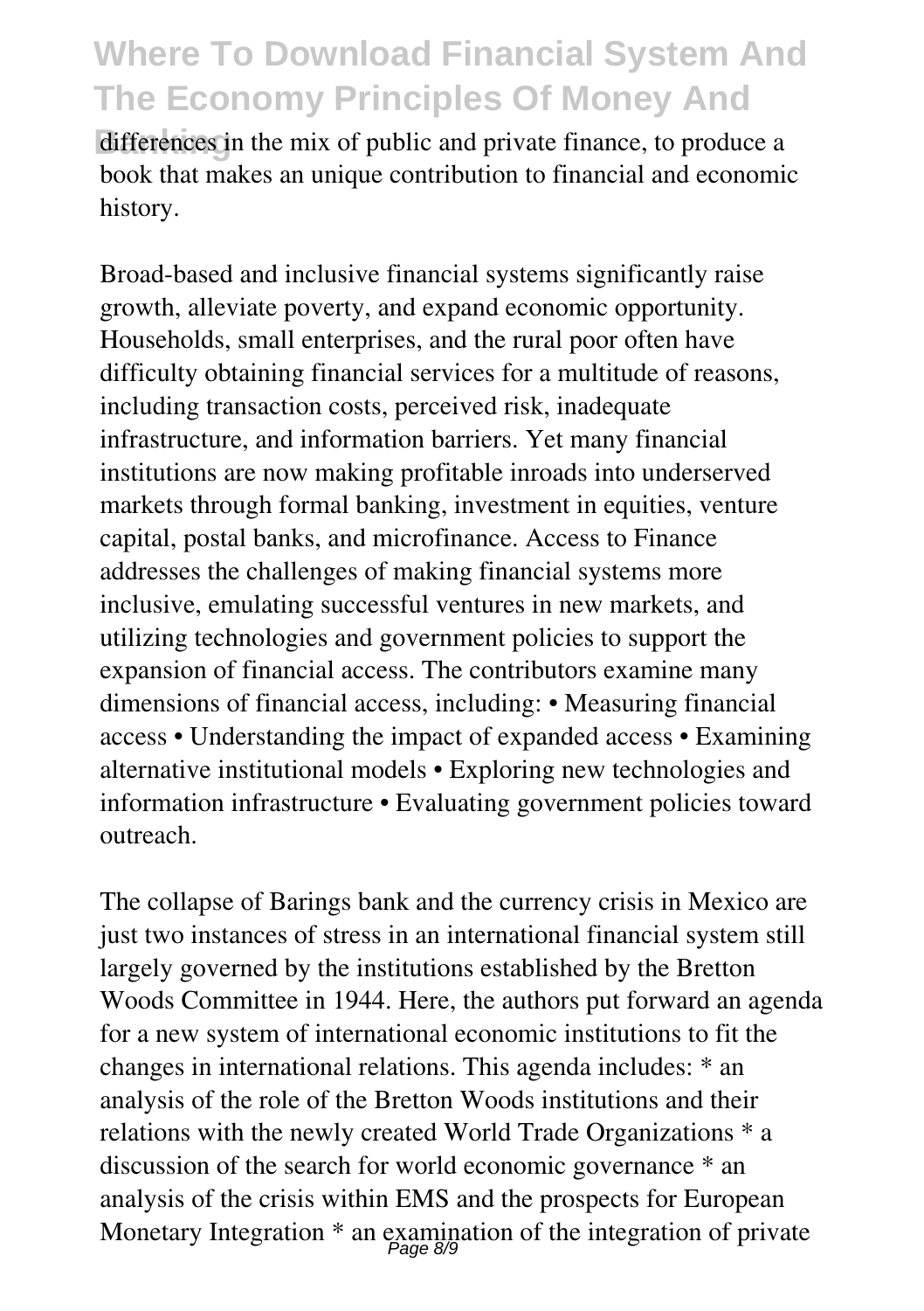differences in the mix of public and private finance, to produce a book that makes an unique contribution to financial and economic history.

Broad-based and inclusive financial systems significantly raise growth, alleviate poverty, and expand economic opportunity. Households, small enterprises, and the rural poor often have difficulty obtaining financial services for a multitude of reasons, including transaction costs, perceived risk, inadequate infrastructure, and information barriers. Yet many financial institutions are now making profitable inroads into underserved markets through formal banking, investment in equities, venture capital, postal banks, and microfinance. Access to Finance addresses the challenges of making financial systems more inclusive, emulating successful ventures in new markets, and utilizing technologies and government policies to support the expansion of financial access. The contributors examine many dimensions of financial access, including: • Measuring financial access • Understanding the impact of expanded access • Examining alternative institutional models • Exploring new technologies and information infrastructure • Evaluating government policies toward outreach.

The collapse of Barings bank and the currency crisis in Mexico are just two instances of stress in an international financial system still largely governed by the institutions established by the Bretton Woods Committee in 1944. Here, the authors put forward an agenda for a new system of international economic institutions to fit the changes in international relations. This agenda includes: * an analysis of the role of the Bretton Woods institutions and their relations with the newly created World Trade Organizations * a discussion of the search for world economic governance * an analysis of the crisis within EMS and the prospects for European Monetary Integration * an examination of the integration of private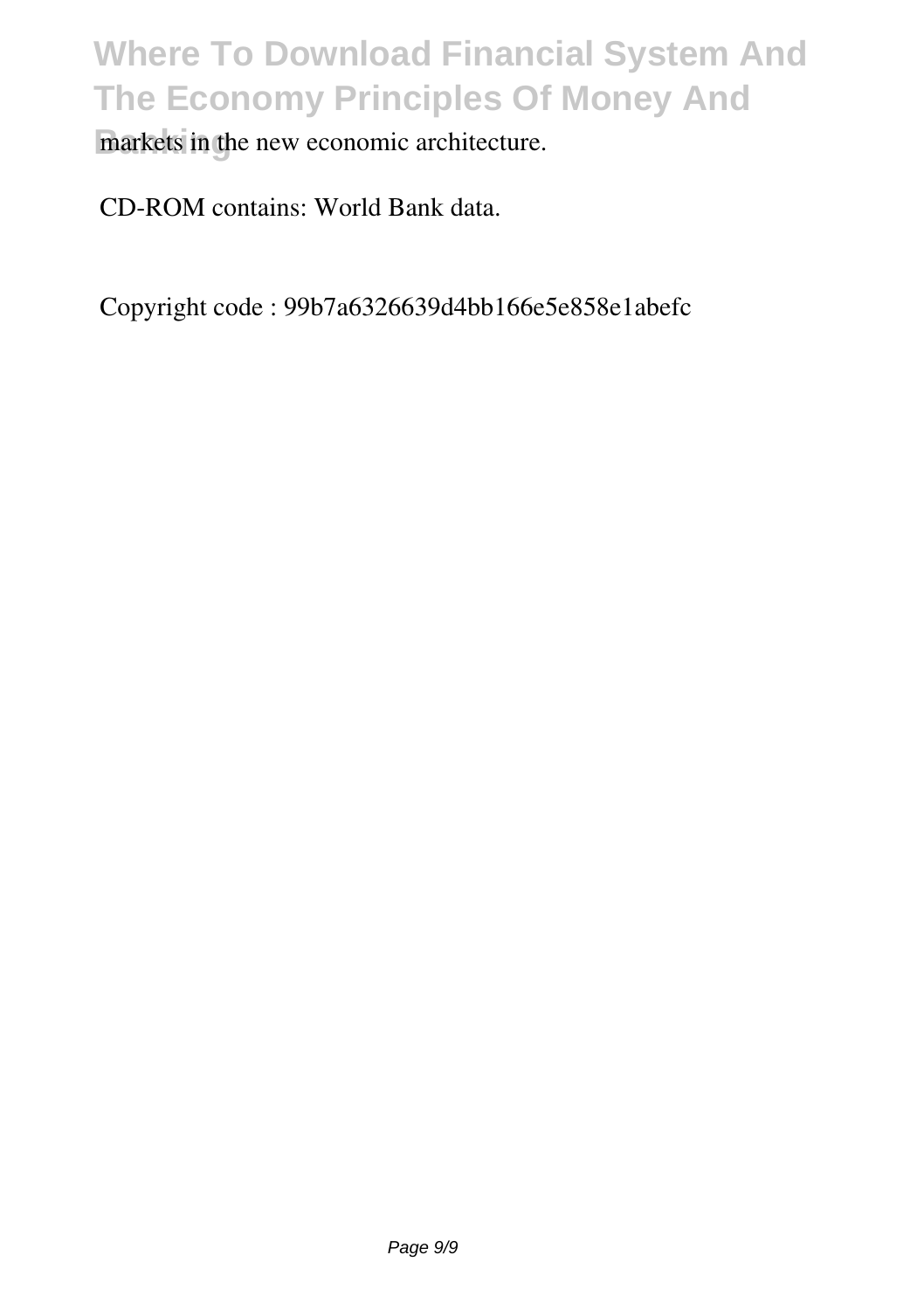markets in the new economic architecture.

CD-ROM contains: World Bank data.

Copyright code : 99b7a6326639d4bb166e5e858e1abefc